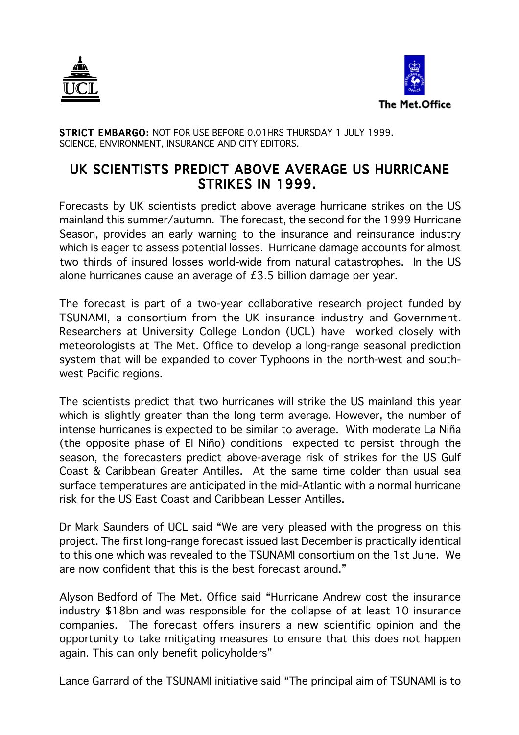UCL

The Met.Office

**STRICT EMBARGO:** NOT FOR USE BEFORE 0.01HRS THURSDAY 1 JULY 1999.
SCIENCE, ENVIRONMENT, INSURANCE AND CITY EDITORS.

# UK SCIENTISTS PREDICT ABOVE AVERAGE US HURRICANE STRIKES IN 1999.

Forecasts by UK scientists predict above average hurricane strikes on the US mainland this summer/autumn. The forecast, the second for the 1999 Hurricane Season, provides an early warning to the insurance and reinsurance industry which is eager to assess potential losses. Hurricane damage accounts for almost two thirds of insured losses world-wide from natural catastrophes. In the US alone hurricanes cause an average of £3.5 billion damage per year.

The forecast is part of a two-year collaborative research project funded by TSUNAMI, a consortium from the UK insurance industry and Government. Researchers at University College London (UCL) have worked closely with meteorologists at The Met. Office to develop a long-range seasonal prediction system that will be expanded to cover Typhoons in the north-west and south-west Pacific regions.

The scientists predict that two hurricanes will strike the US mainland this year which is slightly greater than the long term average. However, the number of intense hurricanes is expected to be similar to average. With moderate La Niña (the opposite phase of El Niño) conditions expected to persist through the season, the forecasters predict above-average risk of strikes for the US Gulf Coast & Caribbean Greater Antilles. At the same time colder than usual sea surface temperatures are anticipated in the mid-Atlantic with a normal hurricane risk for the US East Coast and Caribbean Lesser Antilles.

Dr Mark Saunders of UCL said "We are very pleased with the progress on this project. The first long-range forecast issued last December is practically identical to this one which was revealed to the TSUNAMI consortium on the 1st June. We are now confident that this is the best forecast around."

Alyson Bedford of The Met. Office said "Hurricane Andrew cost the insurance industry $18bn and was responsible for the collapse of at least 10 insurance companies. The forecast offers insurers a new scientific opinion and the opportunity to take mitigating measures to ensure that this does not happen again. This can only benefit policyholders"

Lance Garrard of the TSUNAMI initiative said "The principal aim of TSUNAMI is to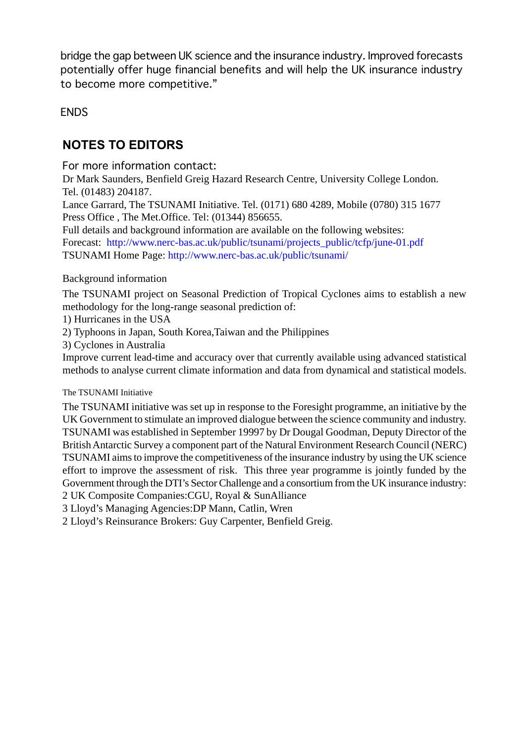bridge the gap between UK science and the insurance industry. Improved forecasts potentially offer huge financial benefits and will help the UK insurance industry to become more competitive."

ENDS

## NOTES TO EDITORS

For more information contact:
Dr Mark Saunders, Benfield Greig Hazard Research Centre, University College London. Tel. (01483) 204187.
Lance Garrard, The TSUNAMI Initiative. Tel. (0171) 680 4289, Mobile (0780) 315 1677
Press Office , The Met.Office. Tel: (01344) 856655.
Full details and background information are available on the following websites:
Forecast: http://www.nerc-bas.ac.uk/public/tsunami/projects_public/tcfp/june-01.pdf
TSUNAMI Home Page: http://www.nerc-bas.ac.uk/public/tsunami/

Background information

The TSUNAMI project on Seasonal Prediction of Tropical Cyclones aims to establish a new methodology for the long-range seasonal prediction of:
1) Hurricanes in the USA
2) Typhoons in Japan, South Korea,Taiwan and the Philippines
3) Cyclones in Australia
Improve current lead-time and accuracy over that currently available using advanced statistical methods to analyse current climate information and data from dynamical and statistical models.

The TSUNAMI Initiative

The TSUNAMI initiative was set up in response to the Foresight programme, an initiative by the UK Government to stimulate an improved dialogue between the science community and industry. TSUNAMI was established in September 19997 by Dr Dougal Goodman, Deputy Director of the British Antarctic Survey a component part of the Natural Environment Research Council (NERC) TSUNAMI aims to improve the competitiveness of the insurance industry by using the UK science effort to improve the assessment of risk. This three year programme is jointly funded by the Government through the DTI's Sector Challenge and a consortium from the UK insurance industry:
2 UK Composite Companies:CGU, Royal & SunAlliance
3 Lloyd's Managing Agencies:DP Mann, Catlin, Wren
2 Lloyd's Reinsurance Brokers: Guy Carpenter, Benfield Greig.